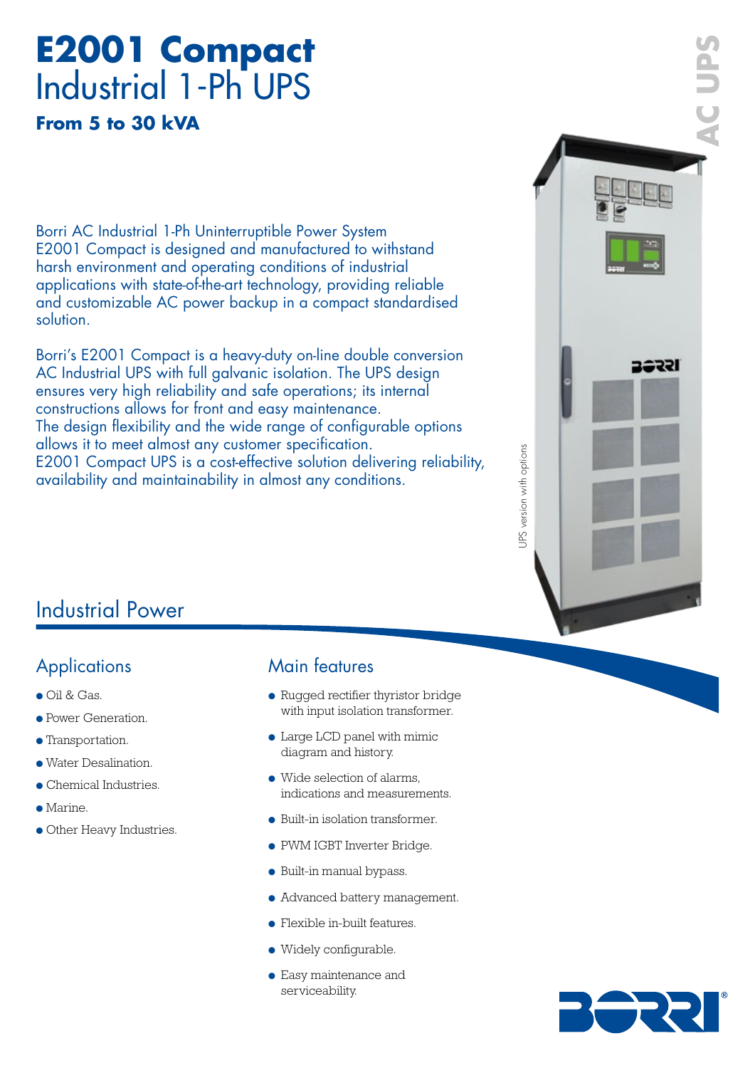# E2001 Compact
## Industrial 1-Ph UPS

**From 5 to 30 kVA**

AC UPS

Borri AC Industrial 1-Ph Uninterruptible Power System E2001 Compact is designed and manufactured to withstand harsh environment and operating conditions of industrial applications with state-of-the-art technology, providing reliable and customizable AC power backup in a compact standardised solution.

Borri's E2001 Compact is a heavy-duty on-line double conversion AC Industrial UPS with full galvanic isolation. The UPS design ensures very high reliability and safe operations; its internal constructions allows for front and easy maintenance.
The design flexibility and the wide range of configurable options allows it to meet almost any customer specification.
E2001 Compact UPS is a cost-effective solution delivering reliability, availability and maintainability in almost any conditions.

UPS version with options

## Industrial Power

### Applications

- Oil & Gas.
- Power Generation.
- Transportation.
- Water Desalination.
- Chemical Industries.
- Marine.
- Other Heavy Industries.

### Main features

- Rugged rectifier thyristor bridge with input isolation transformer.
- Large LCD panel with mimic diagram and history.
- Wide selection of alarms, indications and measurements.
- Built-in isolation transformer.
- PWM IGBT Inverter Bridge.
- Built-in manual bypass.
- Advanced battery management.
- Flexible in-built features.
- Widely configurable.
- Easy maintenance and serviceability.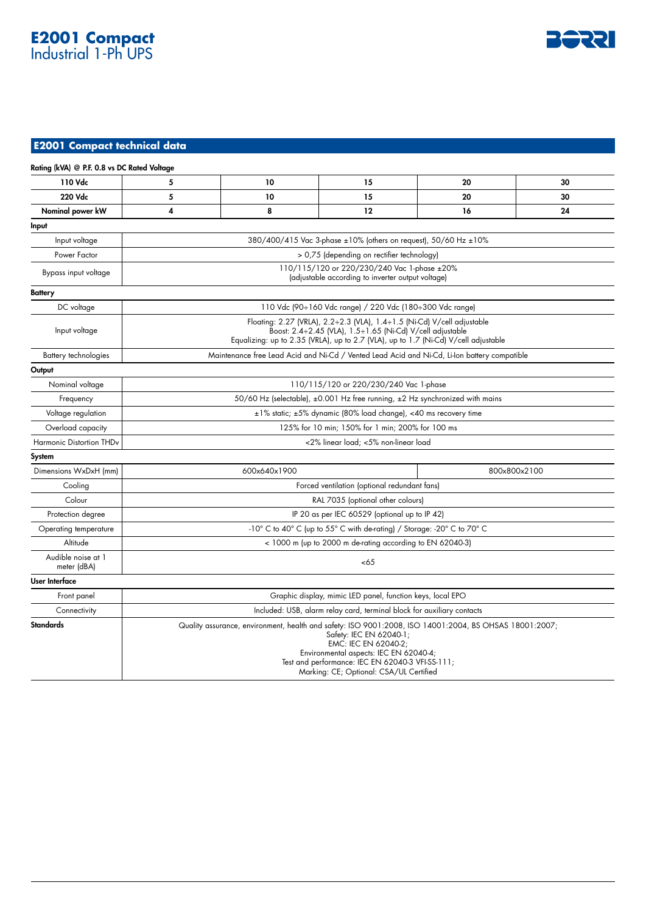# E2001 Compact
Industrial 1-Ph UPS

## E2001 Compact technical data

**Rating (kVA) @ P.F. 0.8 vs DC Rated Voltage**

| **110 Vdc** | **5** | **10** | **15** | **20** | **30** |
|---|---|---|---|---|---|
| **220 Vdc** | **5** | **10** | **15** | **20** | **30** |
| **Nominal power kW** | **4** | **8** | **12** | **16** | **24** |
| **Input** | | | | | |
| Input voltage | 380/400/415 Vac 3-phase ±10% (others on request), 50/60 Hz ±10% | | | | |
| Power Factor | > 0,75 (depending on rectifier technology) | | | | |
| Bypass input voltage | 110/115/120 or 220/230/240 Vac 1-phase ±20% (adjustable according to inverter output voltage) | | | | |
| **Battery** | | | | | |
| DC voltage | 110 Vdc (90÷160 Vdc range) / 220 Vdc (180÷300 Vdc range) | | | | |
| Input voltage | Floating: 2.27 (VRLA), 2.2÷2.3 (VLA), 1.4÷1.5 (Ni-Cd) V/cell adjustable<br>Boost: 2.4÷2.45 (VLA), 1.5÷1.65 (Ni-Cd) V/cell adjustable<br>Equalizing: up to 2.35 (VRLA), up to 2.7 (VLA), up to 1.7 (Ni-Cd) V/cell adjustable | | | | |
| Battery technologies | Maintenance free Lead Acid and Ni-Cd / Vented Lead Acid and Ni-Cd, Li-Ion battery compatible | | | | |
| **Output** | | | | | |
| Nominal voltage | 110/115/120 or 220/230/240 Vac 1-phase | | | | |
| Frequency | 50/60 Hz (selectable), ±0.001 Hz free running, ±2 Hz synchronized with mains | | | | |
| Voltage regulation | ±1% static; ±5% dynamic (80% load change), <40 ms recovery time | | | | |
| Overload capacity | 125% for 10 min; 150% for 1 min; 200% for 100 ms | | | | |
| Harmonic Distortion THDv | <2% linear load; <5% non-linear load | | | | |
| **System** | | | | | |
| Dimensions WxDxH (mm) | 600x640x1900 | | | 800x800x2100 | |
| Cooling | Forced ventilation (optional redundant fans) | | | | |
| Colour | RAL 7035 (optional other colours) | | | | |
| Protection degree | IP 20 as per IEC 60529 (optional up to IP 42) | | | | |
| Operating temperature | -10° C to 40° C (up to 55° C with de-rating) / Storage: -20° C to 70° C | | | | |
| Altitude | < 1000 m (up to 2000 m de-rating according to EN 62040-3) | | | | |
| Audible noise at 1 meter (dBA) | <65 | | | | |
| **User Interface** | | | | | |
| Front panel | Graphic display, mimic LED panel, function keys, local EPO | | | | |
| Connectivity | Included: USB, alarm relay card, terminal block for auxiliary contacts | | | | |
| **Standards** | Quality assurance, environment, health and safety: ISO 9001:2008, ISO 14001:2004, BS OHSAS 18001:2007;<br>Safety: IEC EN 62040-1;<br>EMC: IEC EN 62040-2;<br>Environmental aspects: IEC EN 62040-4;<br>Test and performance: IEC EN 62040-3 VFI-SS-111;<br>Marking: CE; Optional: CSA/UL Certified | | | | |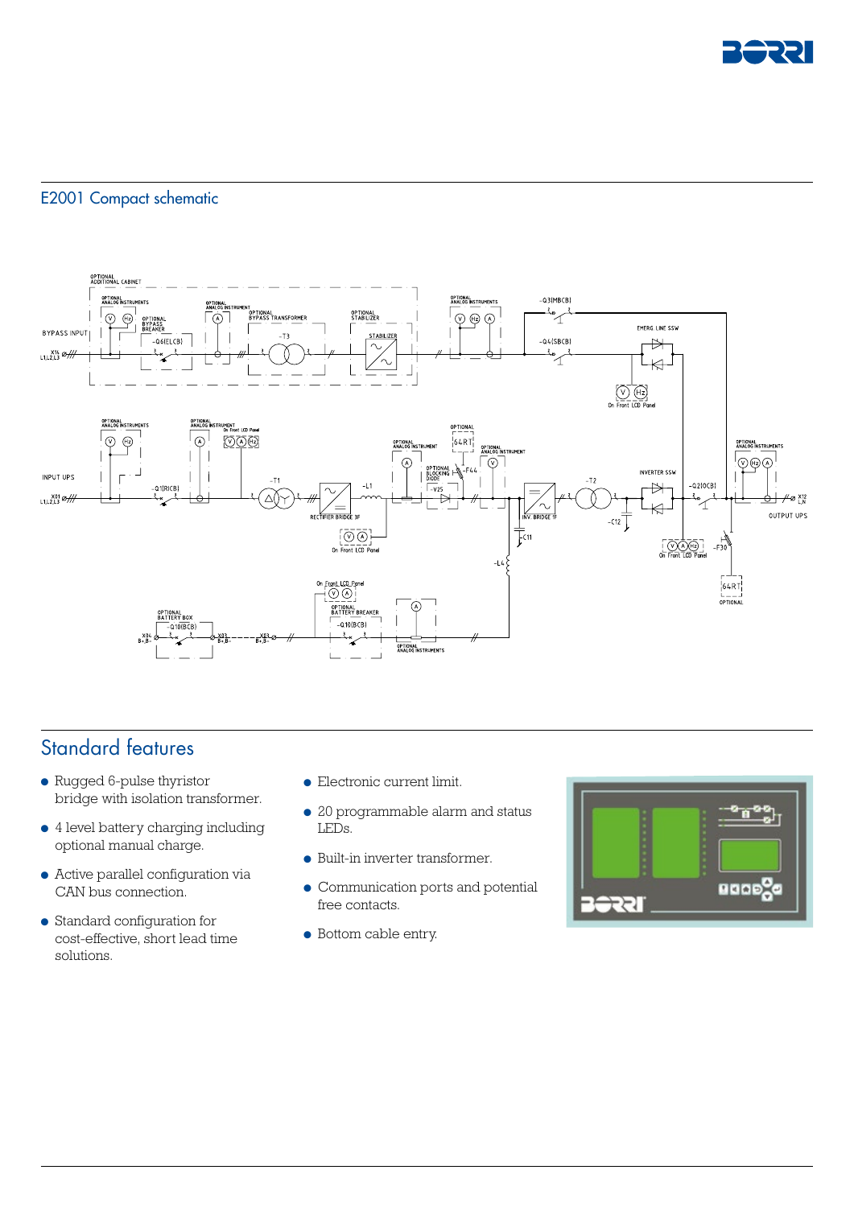## E2001 Compact schematic

## Standard features

- Rugged 6-pulse thyristor bridge with isolation transformer.
- 4 level battery charging including optional manual charge.
- Active parallel configuration via CAN bus connection.
- Standard configuration for cost-effective, short lead time solutions.
- Electronic current limit.
- 20 programmable alarm and status LEDs.
- Built-in inverter transformer.
- Communication ports and potential free contacts.
- Bottom cable entry.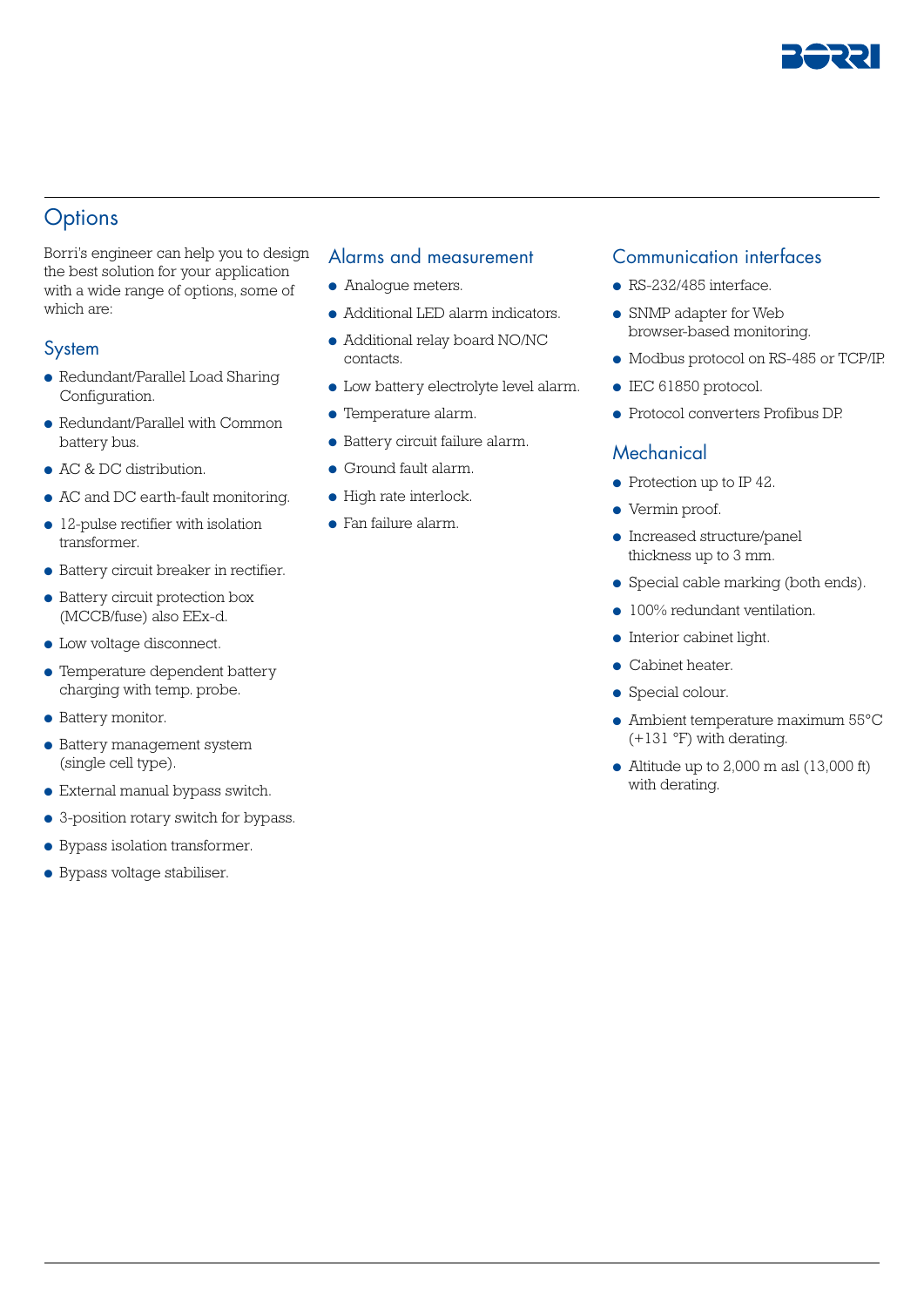## Options

Borri's engineer can help you to design the best solution for your application with a wide range of options, some of which are:

### System

- Redundant/Parallel Load Sharing Configuration.
- Redundant/Parallel with Common battery bus.
- AC & DC distribution.
- AC and DC earth-fault monitoring.
- 12-pulse rectifier with isolation transformer.
- Battery circuit breaker in rectifier.
- Battery circuit protection box (MCCB/fuse) also EEx-d.
- Low voltage disconnect.
- Temperature dependent battery charging with temp. probe.
- Battery monitor.
- Battery management system (single cell type).
- External manual bypass switch.
- 3-position rotary switch for bypass.
- Bypass isolation transformer.
- Bypass voltage stabiliser.

### Alarms and measurement

- Analogue meters.
- Additional LED alarm indicators.
- Additional relay board NO/NC contacts.
- Low battery electrolyte level alarm.
- Temperature alarm.
- Battery circuit failure alarm.
- Ground fault alarm.
- High rate interlock.
- Fan failure alarm.

### Communication interfaces

- RS-232/485 interface.
- SNMP adapter for Web browser-based monitoring.
- Modbus protocol on RS-485 or TCP/IP.
- IEC 61850 protocol.
- Protocol converters Profibus DP.

### Mechanical

- Protection up to IP 42.
- Vermin proof.
- Increased structure/panel thickness up to 3 mm.
- Special cable marking (both ends).
- 100% redundant ventilation.
- Interior cabinet light.
- Cabinet heater.
- Special colour.
- Ambient temperature maximum 55°C (+131 °F) with derating.
- Altitude up to 2,000 m asl (13,000 ft) with derating.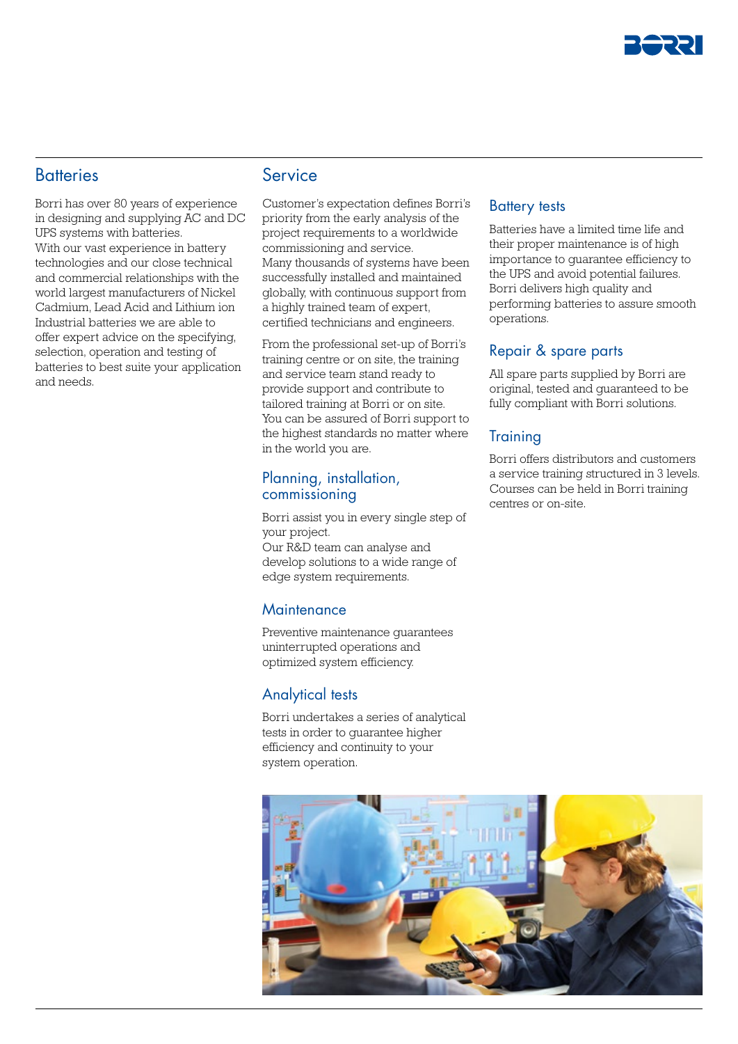## Batteries

Borri has over 80 years of experience in designing and supplying AC and DC UPS systems with batteries.
With our vast experience in battery technologies and our close technical and commercial relationships with the world largest manufacturers of Nickel Cadmium, Lead Acid and Lithium ion Industrial batteries we are able to offer expert advice on the specifying, selection, operation and testing of batteries to best suite your application and needs.

## Service

Customer's expectation defines Borri's priority from the early analysis of the project requirements to a worldwide commissioning and service.
Many thousands of systems have been successfully installed and maintained globally, with continuous support from a highly trained team of expert, certified technicians and engineers.

From the professional set-up of Borri's training centre or on site, the training and service team stand ready to provide support and contribute to tailored training at Borri or on site.
You can be assured of Borri support to the highest standards no matter where in the world you are.

### Planning, installation, commissioning

Borri assist you in every single step of your project.
Our R&D team can analyse and develop solutions to a wide range of edge system requirements.

### Maintenance

Preventive maintenance guarantees uninterrupted operations and optimized system efficiency.

### Analytical tests

Borri undertakes a series of analytical tests in order to guarantee higher efficiency and continuity to your system operation.

### Battery tests

Batteries have a limited time life and their proper maintenance is of high importance to guarantee efficiency to the UPS and avoid potential failures.
Borri delivers high quality and performing batteries to assure smooth operations.

### Repair & spare parts

All spare parts supplied by Borri are original, tested and guaranteed to be fully compliant with Borri solutions.

### Training

Borri offers distributors and customers a service training structured in 3 levels.
Courses can be held in Borri training centres or on-site.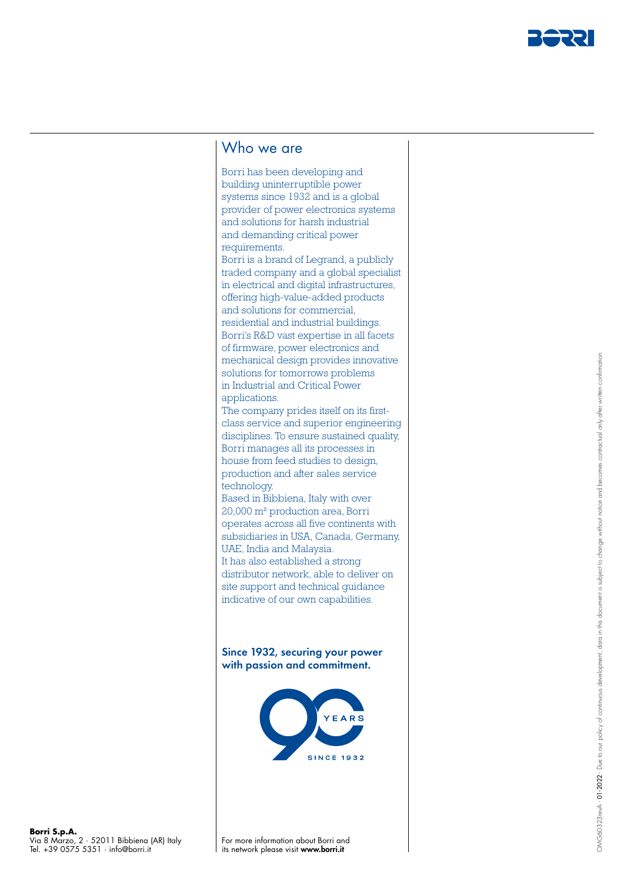## Who we are

Borri has been developing and building uninterruptible power systems since 1932 and is a global provider of power electronics systems and solutions for harsh industrial and demanding critical power requirements.
Borri is a brand of Legrand, a publicly traded company and a global specialist in electrical and digital infrastructures, offering high-value-added products and solutions for commercial, residential and industrial buildings.
Borri's R&D vast expertise in all facets of firmware, power electronics and mechanical design provides innovative solutions for tomorrows problems in Industrial and Critical Power applications.
The company prides itself on its first-class service and superior engineering disciplines. To ensure sustained quality, Borri manages all its processes in house from feed studies to design, production and after sales service technology.
Based in Bibbiena, Italy with over 20,000 m² production area, Borri operates across all five continents with subsidiaries in USA, Canada, Germany, UAE, India and Malaysia.
It has also established a strong distributor network, able to deliver on site support and technical guidance indicative of our own capabilities.

**Since 1932, securing your power with passion and commitment.**

90 YEARS SINCE 1932

**Borri S.p.A.**
Via 8 Marzo, 2 · 52011 Bibbiena (AR) Italy
Tel. +39 0575 5351 · info@borri.it

For more information about Borri and its network please visit **www.borri.it**

OMG60323revA · **01-2022** · Due to our policy of continuous development, data in this document is subject to change without notice and becomes contractual only after written confirmation